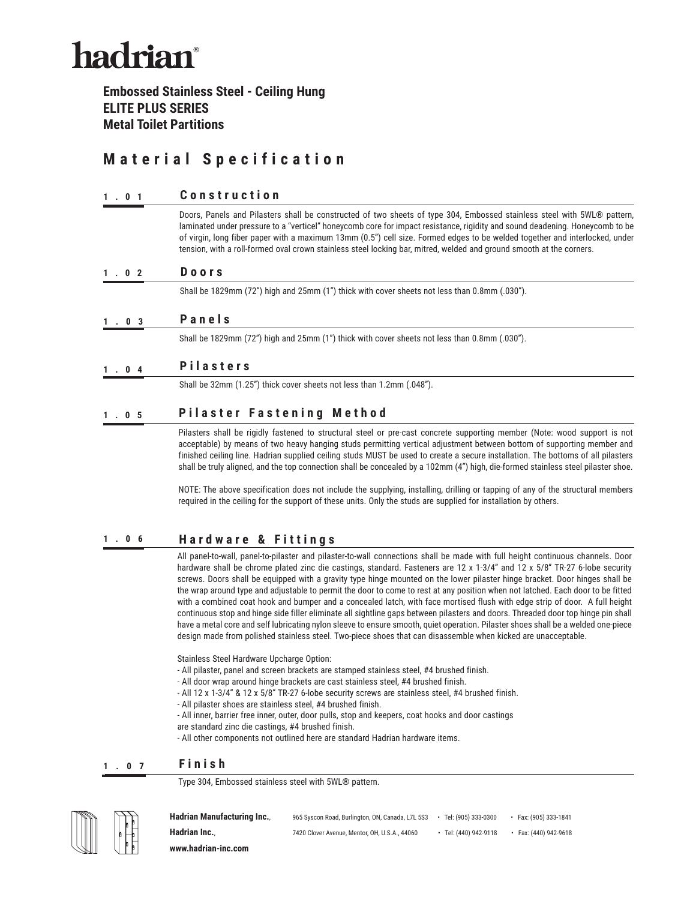# hadrian®

**Embossed Stainless Steel - Ceiling Hung**
**ELITE PLUS SERIES**
**Metal Toilet Partitions**

# Material Specification

## 1.01 Construction

Doors, Panels and Pilasters shall be constructed of two sheets of type 304, Embossed stainless steel with 5WL® pattern, laminated under pressure to a "verticel" honeycomb core for impact resistance, rigidity and sound deadening. Honeycomb to be of virgin, long fiber paper with a maximum 13mm (0.5") cell size. Formed edges to be welded together and interlocked, under tension, with a roll-formed oval crown stainless steel locking bar, mitred, welded and ground smooth at the corners.

## 1.02 Doors

Shall be 1829mm (72") high and 25mm (1") thick with cover sheets not less than 0.8mm (.030").

## 1.03 Panels

Shall be 1829mm (72") high and 25mm (1") thick with cover sheets not less than 0.8mm (.030").

## 1.04 Pilasters

Shall be 32mm (1.25") thick cover sheets not less than 1.2mm (.048").

## 1.05 Pilaster Fastening Method

Pilasters shall be rigidly fastened to structural steel or pre-cast concrete supporting member (Note: wood support is not acceptable) by means of two heavy hanging studs permitting vertical adjustment between bottom of supporting member and finished ceiling line. Hadrian supplied ceiling studs MUST be used to create a secure installation. The bottoms of all pilasters shall be truly aligned, and the top connection shall be concealed by a 102mm (4") high, die-formed stainless steel pilaster shoe.

NOTE: The above specification does not include the supplying, installing, drilling or tapping of any of the structural members required in the ceiling for the support of these units. Only the studs are supplied for installation by others.

## 1.06 Hardware & Fittings

All panel-to-wall, panel-to-pilaster and pilaster-to-wall connections shall be made with full height continuous channels. Door hardware shall be chrome plated zinc die castings, standard. Fasteners are 12 x 1-3/4" and 12 x 5/8" TR-27 6-lobe security screws. Doors shall be equipped with a gravity type hinge mounted on the lower pilaster hinge bracket. Door hinges shall be the wrap around type and adjustable to permit the door to come to rest at any position when not latched. Each door to be fitted with a combined coat hook and bumper and a concealed latch, with face mortised flush with edge strip of door. A full height continuous stop and hinge side filler eliminate all sightline gaps between pilasters and doors. Threaded door top hinge pin shall have a metal core and self lubricating nylon sleeve to ensure smooth, quiet operation. Pilaster shoes shall be a welded one-piece design made from polished stainless steel. Two-piece shoes that can disassemble when kicked are unacceptable.

Stainless Steel Hardware Upcharge Option:

- All pilaster, panel and screen brackets are stamped stainless steel, #4 brushed finish.
- All door wrap around hinge brackets are cast stainless steel, #4 brushed finish.
- All 12 x 1-3/4" & 12 x 5/8" TR-27 6-lobe security screws are stainless steel, #4 brushed finish.
- All pilaster shoes are stainless steel, #4 brushed finish.
- All inner, barrier free inner, outer, door pulls, stop and keepers, coat hooks and door castings are standard zinc die castings, #4 brushed finish.
- All other components not outlined here are standard Hadrian hardware items.

## 1.07 Finish

Type 304, Embossed stainless steel with 5WL® pattern.

**Hadrian Manufacturing Inc.**, 965 Syscon Road, Burlington, ON, Canada, L7L 5S3 • Tel: (905) 333-0300 • Fax: (905) 333-1841
**Hadrian Inc.**, 7420 Clover Avenue, Mentor, OH, U.S.A., 44060 • Tel: (440) 942-9118 • Fax: (440) 942-9618
**www.hadrian-inc.com**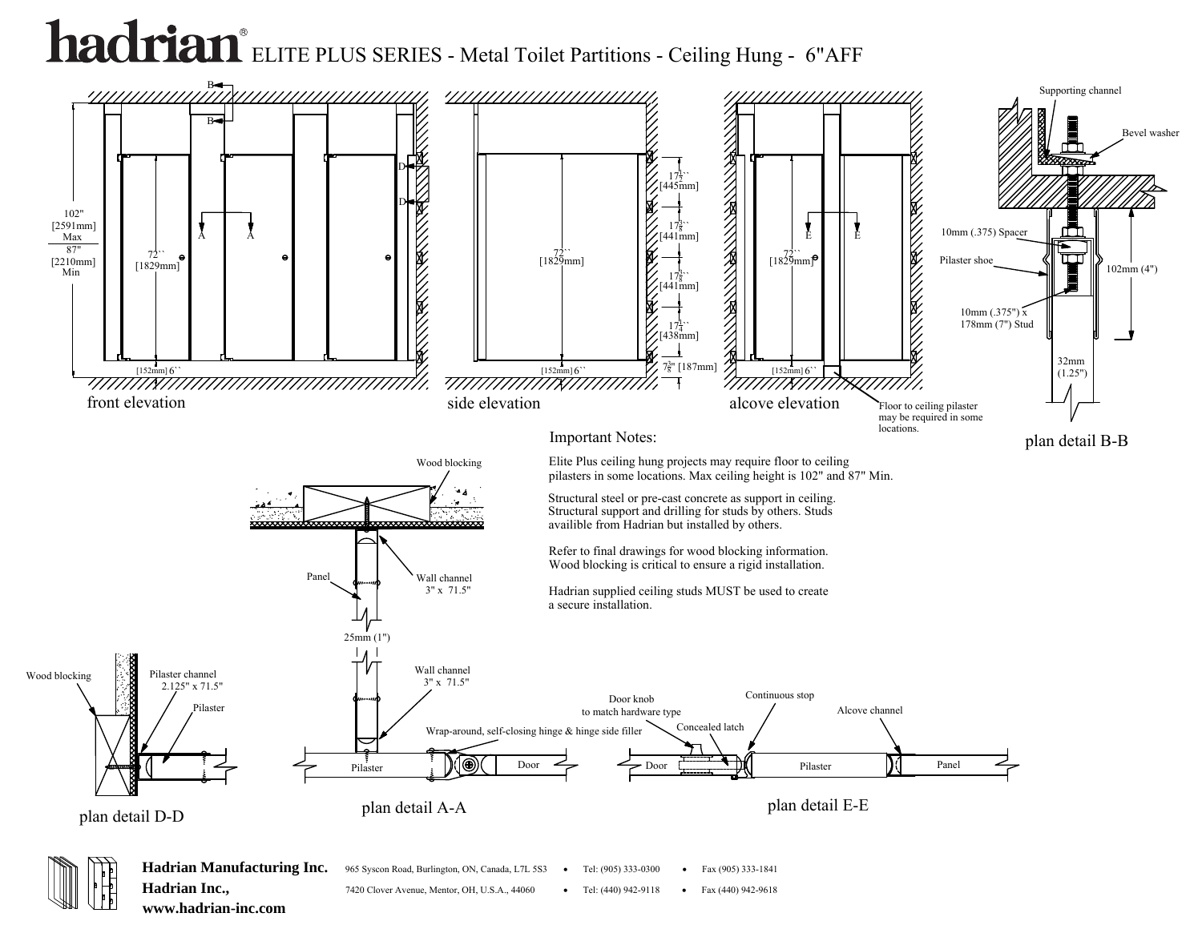# hadrian® ELITE PLUS SERIES - Metal Toilet Partitions - Ceiling Hung - 6"AFF

front elevation

102" [2591mm] Max / 87" [2210mm] Min

72`` [1829mm]

[152mm] 6``

side elevation

$17\frac{1}{2}$`` [445mm]

$17\frac{3}{8}$`` [441mm]

$17\frac{3}{8}$`` [441mm]

$17\frac{1}{4}$`` [438mm]

$7\frac{3}{8}$" [187mm]

alcove elevation

Floor to ceiling pilaster may be required in some locations.

plan detail B-B

Supporting channel

Bevel washer

10mm (.375) Spacer

Pilaster shoe

102mm (4")

10mm (.375") x 178mm (7") Stud

32mm (1.25")

## Important Notes:

Elite Plus ceiling hung projects may require floor to ceiling pilasters in some locations. Max ceiling height is 102" and 87" Min.

Structural steel or pre-cast concrete as support in ceiling. Structural support and drilling for studs by others. Studs availible from Hadrian but installed by others.

Refer to final drawings for wood blocking information. Wood blocking is critical to ensure a rigid installation.

Hadrian supplied ceiling studs MUST be used to create a secure installation.

plan detail D-D

Wood blocking

Pilaster channel 2.125" x 71.5"

Pilaster

plan detail A-A

Wood blocking

Panel

Wall channel 3" x 71.5"

25mm (1")

Wall channel 3" x 71.5"

Wrap-around, self-closing hinge & hinge side filler

Pilaster

Door

plan detail E-E

Door knob to match hardware type

Concealed latch

Continuous stop

Alcove channel

Door

Pilaster

Panel

**Hadrian Manufacturing Inc.** 965 Syscon Road, Burlington, ON, Canada, L7L 5S3 • Tel: (905) 333-0300 • Fax (905) 333-1841

**Hadrian Inc.,** 7420 Clover Avenue, Mentor, OH, U.S.A., 44060 • Tel: (440) 942-9118 • Fax (440) 942-9618

**www.hadrian-inc.com**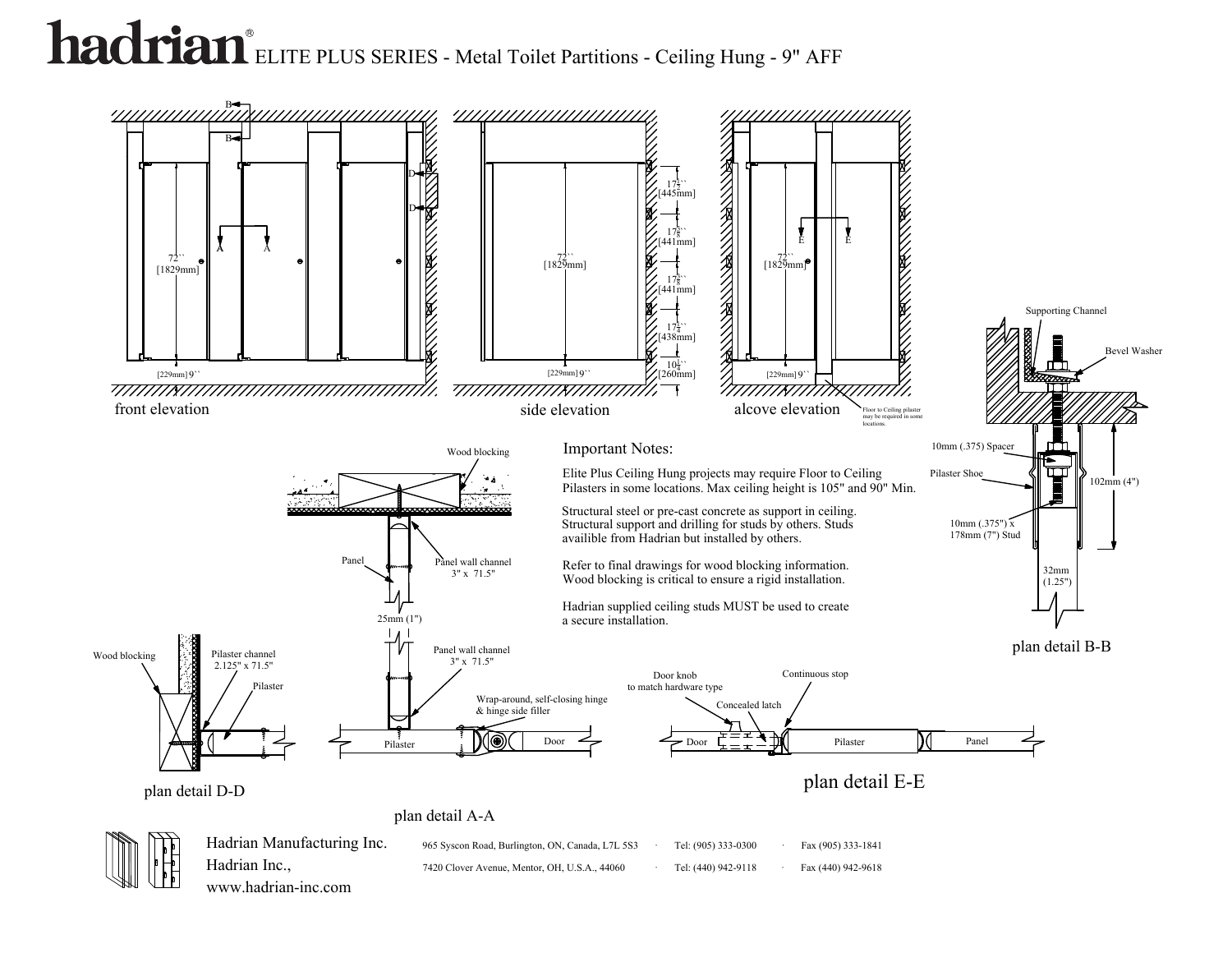# hadrian® ELITE PLUS SERIES - Metal Toilet Partitions - Ceiling Hung - 9" AFF

front elevation

72`` [1829mm]

[229mm] 9``

side elevation

72`` [1829mm]

[229mm] 9``

$17\frac{1}{2}$`` [445mm]

$17\frac{3}{8}$`` [441mm]

$17\frac{3}{8}$`` [441mm]

$17\frac{1}{4}$`` [438mm]

$10\frac{1}{4}$`` [260mm]

alcove elevation

72`` [1829mm]

[229mm] 9``

Floor to Ceiling pilaster may be required in some locations.

Supporting Channel

Bevel Washer

10mm (.375) Spacer

Pilaster Shoe

10mm (.375") x 178mm (7") Stud

102mm (4")

32mm (1.25")

plan detail B-B

## Important Notes:

Elite Plus Ceiling Hung projects may require Floor to Ceiling Pilasters in some locations. Max ceiling height is 105" and 90" Min.

Structural steel or pre-cast concrete as support in ceiling. Structural support and drilling for studs by others. Studs availible from Hadrian but installed by others.

Refer to final drawings for wood blocking information. Wood blocking is critical to ensure a rigid installation.

Hadrian supplied ceiling studs MUST be used to create a secure installation.

Wood blocking

Panel

Panel wall channel 3" x 71.5"

25mm (1")

Panel wall channel 3" x 71.5"

Wrap-around, self-closing hinge & hinge side filler

Pilaster

Door

plan detail A-A

Wood blocking

Pilaster channel 2.125" x 71.5"

Pilaster

plan detail D-D

Door knob to match hardware type

Continuous stop

Concealed latch

Door

Pilaster

Panel

plan detail E-E

Hadrian Manufacturing Inc. 965 Syscon Road, Burlington, ON, Canada, L7L 5S3 · Tel: (905) 333-0300 · Fax (905) 333-1841

Hadrian Inc., 7420 Clover Avenue, Mentor, OH, U.S.A., 44060 · Tel: (440) 942-9118 · Fax (440) 942-9618

www.hadrian-inc.com